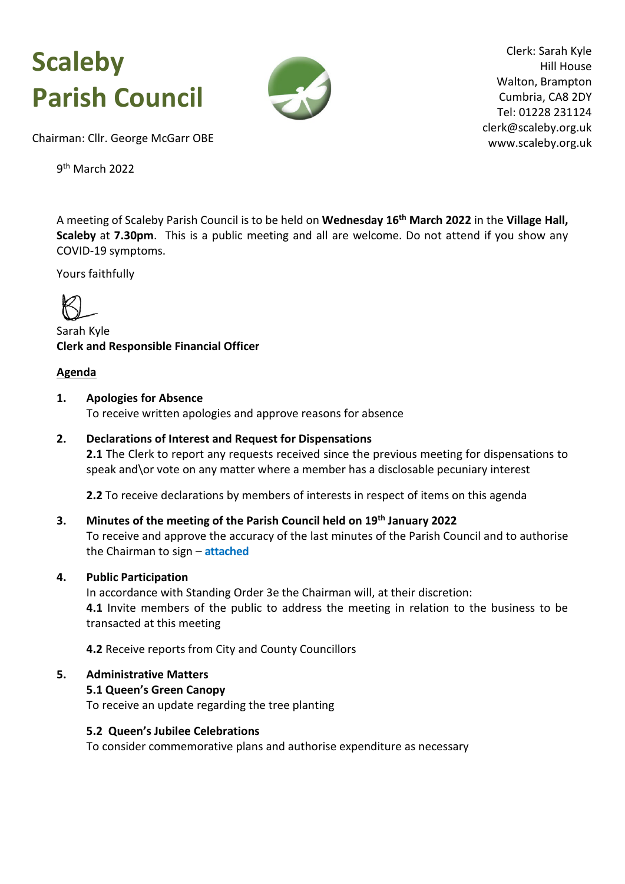# Scaleby Parish Council

Chairman: Cllr. George McGarr OBE

Clerk: Sarah Kyle
Hill House
Walton, Brampton
Cumbria, CA8 2DY
Tel: 01228 231124
clerk@scaleby.org.uk
www.scaleby.org.uk

9th March 2022

A meeting of Scaleby Parish Council is to be held on **Wednesday 16th March 2022** in the **Village Hall, Scaleby** at **7.30pm**. This is a public meeting and all are welcome. Do not attend if you show any COVID-19 symptoms.

Yours faithfully

Sarah Kyle
**Clerk and Responsible Financial Officer**

## Agenda

**1. Apologies for Absence**
To receive written apologies and approve reasons for absence

**2. Declarations of Interest and Request for Dispensations**
**2.1** The Clerk to report any requests received since the previous meeting for dispensations to speak and\or vote on any matter where a member has a disclosable pecuniary interest

**2.2** To receive declarations by members of interests in respect of items on this agenda

**3. Minutes of the meeting of the Parish Council held on 19th January 2022**
To receive and approve the accuracy of the last minutes of the Parish Council and to authorise the Chairman to sign – **attached**

**4. Public Participation**
In accordance with Standing Order 3e the Chairman will, at their discretion:
**4.1** Invite members of the public to address the meeting in relation to the business to be transacted at this meeting

**4.2** Receive reports from City and County Councillors

**5. Administrative Matters**
**5.1 Queen's Green Canopy**
To receive an update regarding the tree planting

**5.2 Queen's Jubilee Celebrations**
To consider commemorative plans and authorise expenditure as necessary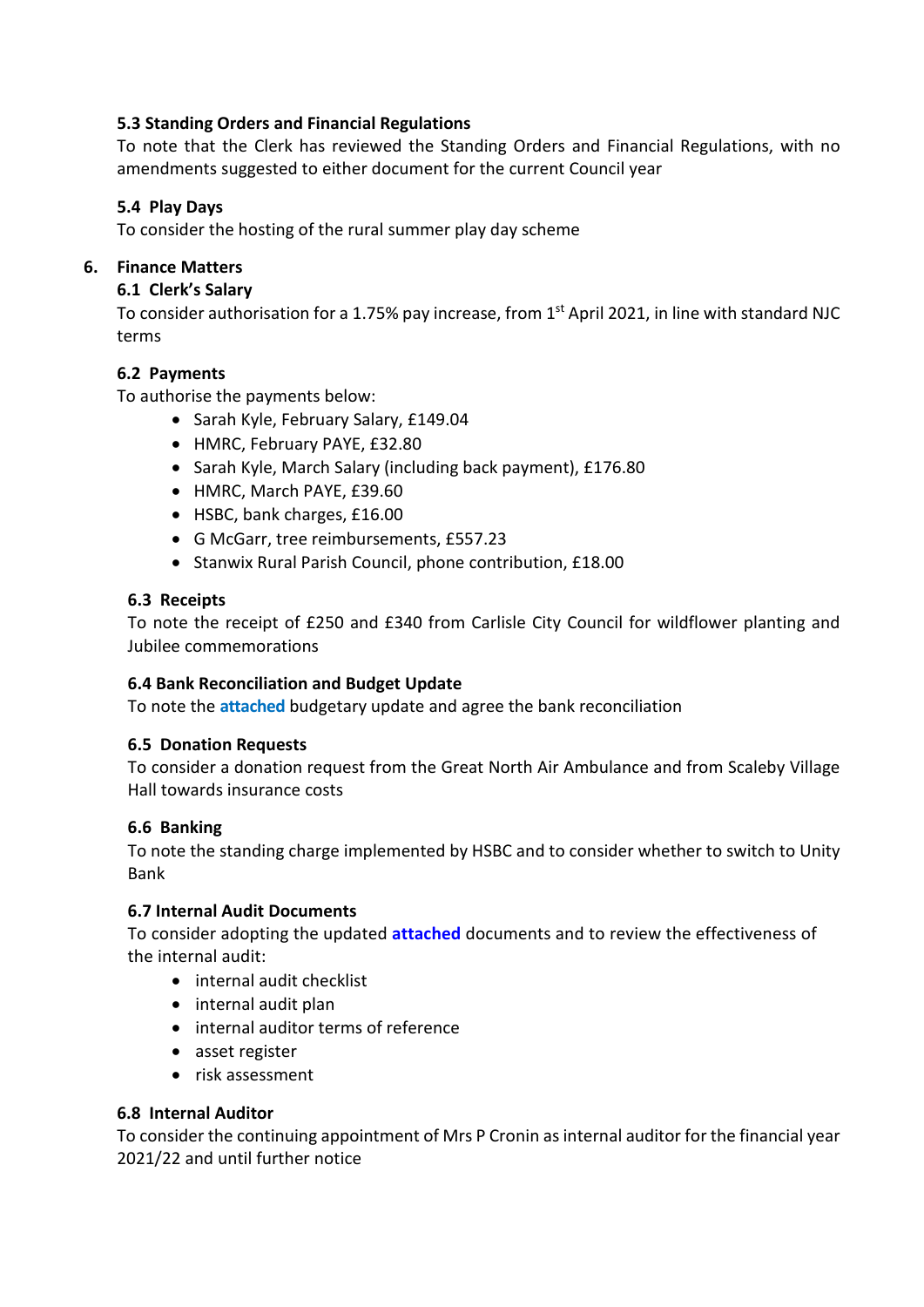### 5.3 Standing Orders and Financial Regulations

To note that the Clerk has reviewed the Standing Orders and Financial Regulations, with no amendments suggested to either document for the current Council year

### 5.4 Play Days

To consider the hosting of the rural summer play day scheme

## 6. Finance Matters

### 6.1 Clerk's Salary

To consider authorisation for a 1.75% pay increase, from 1st April 2021, in line with standard NJC terms

### 6.2 Payments

To authorise the payments below:

- Sarah Kyle, February Salary, £149.04
- HMRC, February PAYE, £32.80
- Sarah Kyle, March Salary (including back payment), £176.80
- HMRC, March PAYE, £39.60
- HSBC, bank charges, £16.00
- G McGarr, tree reimbursements, £557.23
- Stanwix Rural Parish Council, phone contribution, £18.00

### 6.3 Receipts

To note the receipt of £250 and £340 from Carlisle City Council for wildflower planting and Jubilee commemorations

### 6.4 Bank Reconciliation and Budget Update

To note the **attached** budgetary update and agree the bank reconciliation

### 6.5 Donation Requests

To consider a donation request from the Great North Air Ambulance and from Scaleby Village Hall towards insurance costs

### 6.6 Banking

To note the standing charge implemented by HSBC and to consider whether to switch to Unity Bank

### 6.7 Internal Audit Documents

To consider adopting the updated **attached** documents and to review the effectiveness of the internal audit:

- internal audit checklist
- internal audit plan
- internal auditor terms of reference
- asset register
- risk assessment

### 6.8 Internal Auditor

To consider the continuing appointment of Mrs P Cronin as internal auditor for the financial year 2021/22 and until further notice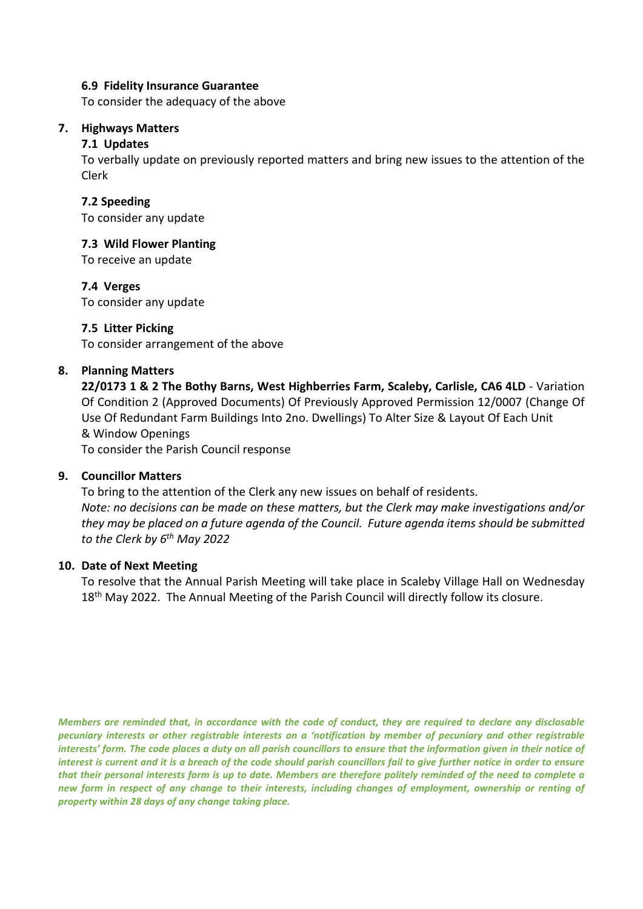**6.9 Fidelity Insurance Guarantee**
To consider the adequacy of the above

**7. Highways Matters**

**7.1 Updates**
To verbally update on previously reported matters and bring new issues to the attention of the Clerk

**7.2 Speeding**
To consider any update

**7.3 Wild Flower Planting**
To receive an update

**7.4 Verges**
To consider any update

**7.5 Litter Picking**
To consider arrangement of the above

**8. Planning Matters**

**22/0173 1 & 2 The Bothy Barns, West Highberries Farm, Scaleby, Carlisle, CA6 4LD** - Variation Of Condition 2 (Approved Documents) Of Previously Approved Permission 12/0007 (Change Of Use Of Redundant Farm Buildings Into 2no. Dwellings) To Alter Size & Layout Of Each Unit & Window Openings
To consider the Parish Council response

**9. Councillor Matters**

To bring to the attention of the Clerk any new issues on behalf of residents.
*Note: no decisions can be made on these matters, but the Clerk may make investigations and/or they may be placed on a future agenda of the Council. Future agenda items should be submitted to the Clerk by 6th May 2022*

**10. Date of Next Meeting**

To resolve that the Annual Parish Meeting will take place in Scaleby Village Hall on Wednesday 18th May 2022. The Annual Meeting of the Parish Council will directly follow its closure.

***Members are reminded that, in accordance with the code of conduct, they are required to declare any disclosable pecuniary interests or other registrable interests on a 'notification by member of pecuniary and other registrable interests' form. The code places a duty on all parish councillors to ensure that the information given in their notice of interest is current and it is a breach of the code should parish councillors fail to give further notice in order to ensure that their personal interests form is up to date. Members are therefore politely reminded of the need to complete a new form in respect of any change to their interests, including changes of employment, ownership or renting of property within 28 days of any change taking place.***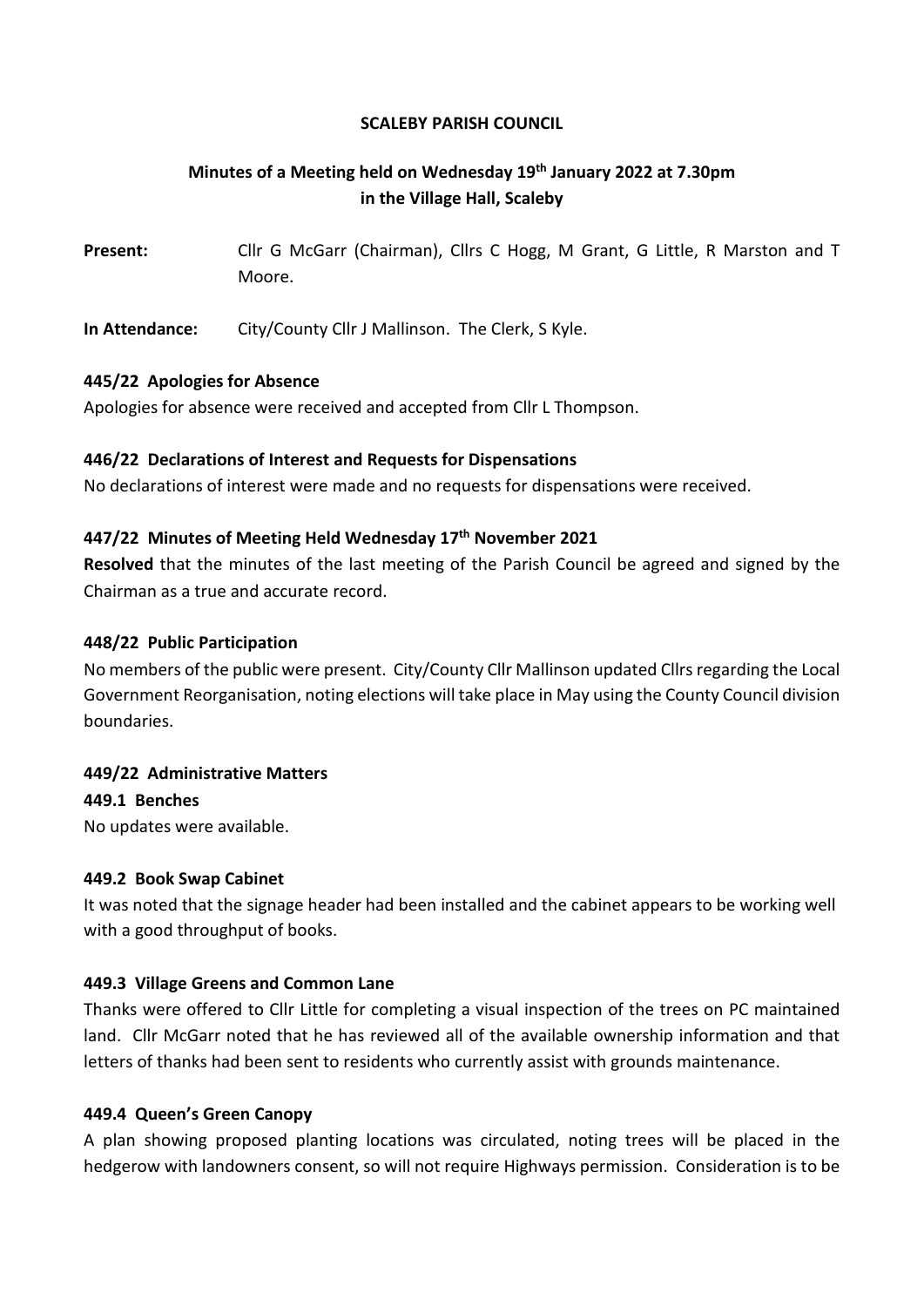**SCALEBY PARISH COUNCIL**

## Minutes of a Meeting held on Wednesday 19th January 2022 at 7.30pm in the Village Hall, Scaleby

**Present:** Cllr G McGarr (Chairman), Cllrs C Hogg, M Grant, G Little, R Marston and T Moore.

**In Attendance:** City/County Cllr J Mallinson. The Clerk, S Kyle.

### 445/22 Apologies for Absence

Apologies for absence were received and accepted from Cllr L Thompson.

### 446/22 Declarations of Interest and Requests for Dispensations

No declarations of interest were made and no requests for dispensations were received.

### 447/22 Minutes of Meeting Held Wednesday 17th November 2021

**Resolved** that the minutes of the last meeting of the Parish Council be agreed and signed by the Chairman as a true and accurate record.

### 448/22 Public Participation

No members of the public were present. City/County Cllr Mallinson updated Cllrs regarding the Local Government Reorganisation, noting elections will take place in May using the County Council division boundaries.

### 449/22 Administrative Matters

#### 449.1 Benches

No updates were available.

#### 449.2 Book Swap Cabinet

It was noted that the signage header had been installed and the cabinet appears to be working well with a good throughput of books.

#### 449.3 Village Greens and Common Lane

Thanks were offered to Cllr Little for completing a visual inspection of the trees on PC maintained land. Cllr McGarr noted that he has reviewed all of the available ownership information and that letters of thanks had been sent to residents who currently assist with grounds maintenance.

#### 449.4 Queen's Green Canopy

A plan showing proposed planting locations was circulated, noting trees will be placed in the hedgerow with landowners consent, so will not require Highways permission. Consideration is to be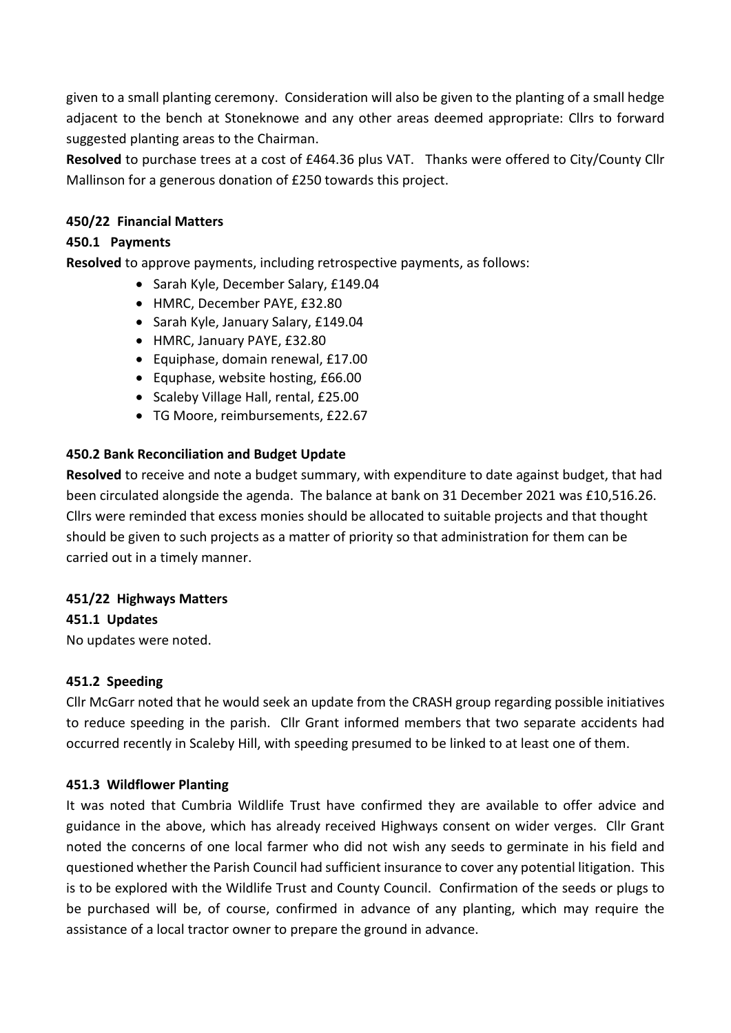given to a small planting ceremony. Consideration will also be given to the planting of a small hedge adjacent to the bench at Stoneknowe and any other areas deemed appropriate: Cllrs to forward suggested planting areas to the Chairman.

**Resolved** to purchase trees at a cost of £464.36 plus VAT. Thanks were offered to City/County Cllr Mallinson for a generous donation of £250 towards this project.

### 450/22 Financial Matters

#### 450.1 Payments

**Resolved** to approve payments, including retrospective payments, as follows:

- Sarah Kyle, December Salary, £149.04
- HMRC, December PAYE, £32.80
- Sarah Kyle, January Salary, £149.04
- HMRC, January PAYE, £32.80
- Equiphase, domain renewal, £17.00
- Equphase, website hosting, £66.00
- Scaleby Village Hall, rental, £25.00
- TG Moore, reimbursements, £22.67

#### 450.2 Bank Reconciliation and Budget Update

**Resolved** to receive and note a budget summary, with expenditure to date against budget, that had been circulated alongside the agenda. The balance at bank on 31 December 2021 was £10,516.26. Cllrs were reminded that excess monies should be allocated to suitable projects and that thought should be given to such projects as a matter of priority so that administration for them can be carried out in a timely manner.

### 451/22 Highways Matters

#### 451.1 Updates

No updates were noted.

#### 451.2 Speeding

Cllr McGarr noted that he would seek an update from the CRASH group regarding possible initiatives to reduce speeding in the parish. Cllr Grant informed members that two separate accidents had occurred recently in Scaleby Hill, with speeding presumed to be linked to at least one of them.

#### 451.3 Wildflower Planting

It was noted that Cumbria Wildlife Trust have confirmed they are available to offer advice and guidance in the above, which has already received Highways consent on wider verges. Cllr Grant noted the concerns of one local farmer who did not wish any seeds to germinate in his field and questioned whether the Parish Council had sufficient insurance to cover any potential litigation. This is to be explored with the Wildlife Trust and County Council. Confirmation of the seeds or plugs to be purchased will be, of course, confirmed in advance of any planting, which may require the assistance of a local tractor owner to prepare the ground in advance.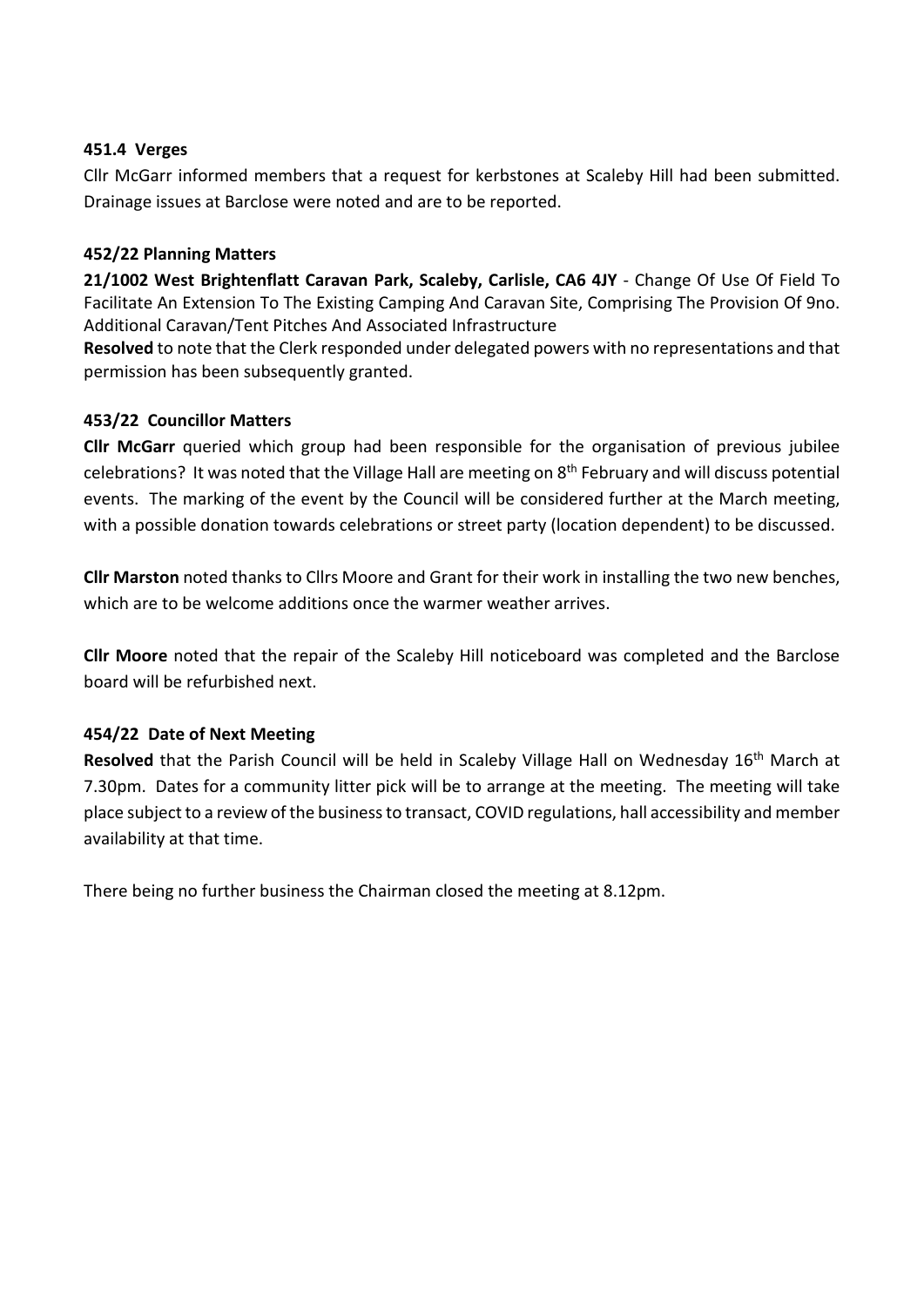### 451.4 Verges

Cllr McGarr informed members that a request for kerbstones at Scaleby Hill had been submitted. Drainage issues at Barclose were noted and are to be reported.

### 452/22 Planning Matters

**21/1002 West Brightenflatt Caravan Park, Scaleby, Carlisle, CA6 4JY** - Change Of Use Of Field To Facilitate An Extension To The Existing Camping And Caravan Site, Comprising The Provision Of 9no. Additional Caravan/Tent Pitches And Associated Infrastructure

**Resolved** to note that the Clerk responded under delegated powers with no representations and that permission has been subsequently granted.

### 453/22 Councillor Matters

**Cllr McGarr** queried which group had been responsible for the organisation of previous jubilee celebrations? It was noted that the Village Hall are meeting on 8th February and will discuss potential events. The marking of the event by the Council will be considered further at the March meeting, with a possible donation towards celebrations or street party (location dependent) to be discussed.

**Cllr Marston** noted thanks to Cllrs Moore and Grant for their work in installing the two new benches, which are to be welcome additions once the warmer weather arrives.

**Cllr Moore** noted that the repair of the Scaleby Hill noticeboard was completed and the Barclose board will be refurbished next.

### 454/22 Date of Next Meeting

**Resolved** that the Parish Council will be held in Scaleby Village Hall on Wednesday 16th March at 7.30pm. Dates for a community litter pick will be to arrange at the meeting. The meeting will take place subject to a review of the business to transact, COVID regulations, hall accessibility and member availability at that time.

There being no further business the Chairman closed the meeting at 8.12pm.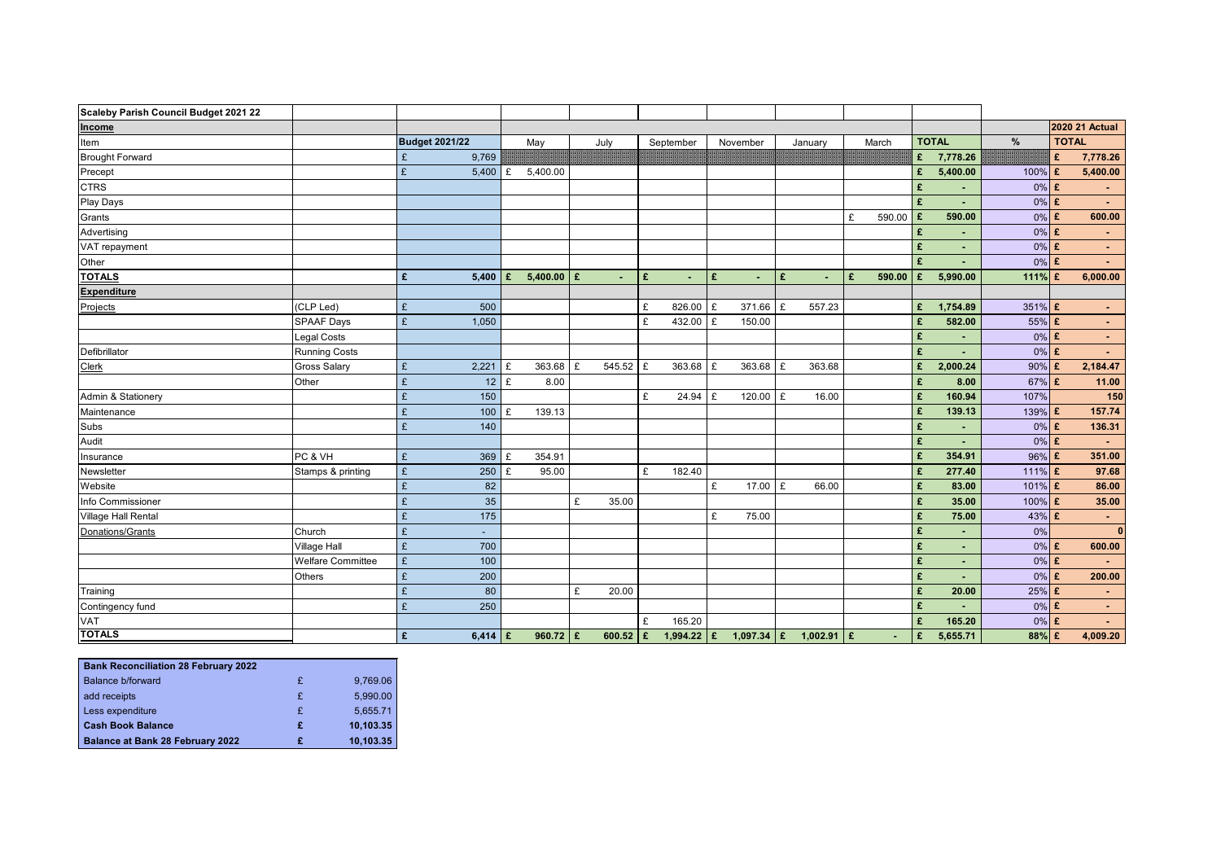| Scaleby Parish Council Budget 2021 22 | | | | | | | | | | | |
|---|---|---|---|---|---|---|---|---|---|---|---|
| **Income** | | | | | | | | | | | **2020 21 Actual** |
| Item | | **Budget 2021/22** | May | July | September | November | January | March | **TOTAL** | **%** | **TOTAL** |
| Brought Forward | | £ 9,769 | | | | | | | £ 7,778.26 | | £ 7,778.26 |
| Precept | | £ 5,400 | £ 5,400.00 | | | | | | £ 5,400.00 | 100% | £ 5,400.00 |
| CTRS | | | | | | | | | £ - | 0% | £ - |
| Play Days | | | | | | | | | £ - | 0% | £ - |
| Grants | | | | | | | | £ 590.00 | £ 590.00 | 0% | £ 600.00 |
| Advertising | | | | | | | | | £ - | 0% | £ - |
| VAT repayment | | | | | | | | | £ - | 0% | £ - |
| Other | | | | | | | | | £ - | 0% | £ - |
| **TOTALS** | | **£ 5,400** | **£ 5,400.00** | **£ -** | **£ -** | **£ -** | **£ -** | **£ 590.00** | **£ 5,990.00** | **111%** | **£ 6,000.00** |
| **Expenditure** | | | | | | | | | | | |
| Projects | (CLP Led) | £ 500 | | | £ 826.00 | £ 371.66 | £ 557.23 | | £ 1,754.89 | 351% | £ - |
| | SPAAF Days | £ 1,050 | | | £ 432.00 | £ 150.00 | | | £ 582.00 | 55% | £ - |
| | Legal Costs | | | | | | | | £ - | 0% | £ - |
| Defibrillator | Running Costs | | | | | | | | £ - | 0% | £ - |
| Clerk | Gross Salary | £ 2,221 | £ 363.68 | £ 545.52 | £ 363.68 | £ 363.68 | £ 363.68 | | £ 2,000.24 | 90% | £ 2,184.47 |
| | Other | £ 12 | £ 8.00 | | | | | | £ 8.00 | 67% | £ 11.00 |
| Admin & Stationery | | £ 150 | | | £ 24.94 | £ 120.00 | £ 16.00 | | £ 160.94 | 107% | 150 |
| Maintenance | | £ 100 | £ 139.13 | | | | | | £ 139.13 | 139% | £ 157.74 |
| Subs | | £ 140 | | | | | | | £ - | 0% | £ 136.31 |
| Audit | | | | | | | | | £ - | 0% | £ - |
| Insurance | PC & VH | £ 369 | £ 354.91 | | | | | | £ 354.91 | 96% | £ 351.00 |
| Newsletter | Stamps & printing | £ 250 | £ 95.00 | | £ 182.40 | | | | £ 277.40 | 111% | £ 97.68 |
| Website | | £ 82 | | | | £ 17.00 | £ 66.00 | | £ 83.00 | 101% | £ 86.00 |
| Info Commissioner | | £ 35 | | £ 35.00 | | | | | £ 35.00 | 100% | £ 35.00 |
| Village Hall Rental | | £ 175 | | | | £ 75.00 | | | £ 75.00 | 43% | £ - |
| Donations/Grants | Church | £ - | | | | | | | £ - | 0% | 0 |
| | Village Hall | £ 700 | | | | | | | £ - | 0% | £ 600.00 |
| | Welfare Committee | £ 100 | | | | | | | £ - | 0% | £ - |
| | Others | £ 200 | | | | | | | £ - | 0% | £ 200.00 |
| Training | | £ 80 | | £ 20.00 | | | | | £ 20.00 | 25% | £ - |
| Contingency fund | | £ 250 | | | | | | | £ - | 0% | £ - |
| VAT | | | | | £ 165.20 | | | | £ 165.20 | 0% | £ - |
| **TOTALS** | | **£ 6,414** | **£ 960.72** | **£ 600.52** | **£ 1,994.22** | **£ 1,097.34** | **£ 1,002.91** | **£ -** | **£ 5,655.71** | **88%** | **£ 4,009.20** |

| **Bank Reconciliation 28 February 2022** | | |
|---|---|---|
| Balance b/forward | £ | 9,769.06 |
| add receipts | £ | 5,990.00 |
| Less expenditure | £ | 5,655.71 |
| **Cash Book Balance** | **£** | **10,103.35** |
| **Balance at Bank 28 February 2022** | **£** | **10,103.35** |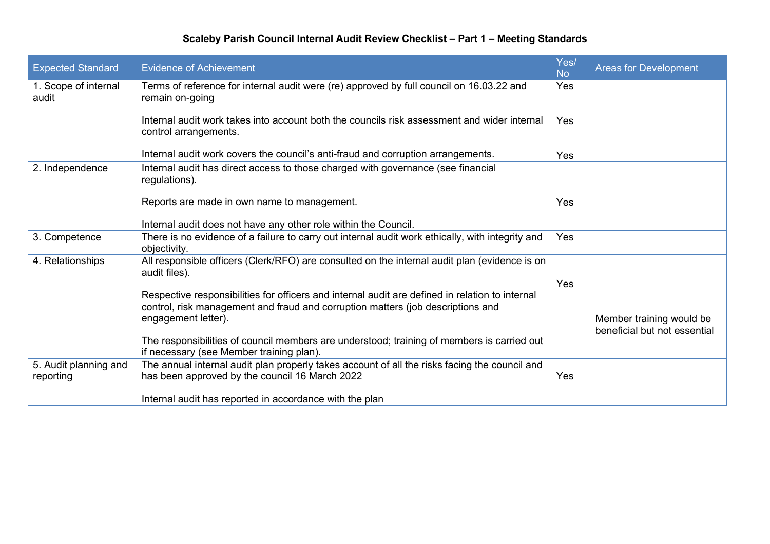**Scaleby Parish Council Internal Audit Review Checklist – Part 1 – Meeting Standards**

| Expected Standard | Evidence of Achievement | Yes/ No | Areas for Development |
|---|---|---|---|
| 1. Scope of internal audit | Terms of reference for internal audit were (re) approved by full council on 16.03.22 and remain on-going | Yes | |
| | Internal audit work takes into account both the councils risk assessment and wider internal control arrangements. | Yes | |
| | Internal audit work covers the council's anti-fraud and corruption arrangements. | Yes | |
| 2. Independence | Internal audit has direct access to those charged with governance (see financial regulations). | | |
| | Reports are made in own name to management. | Yes | |
| | Internal audit does not have any other role within the Council. | | |
| 3. Competence | There is no evidence of a failure to carry out internal audit work ethically, with integrity and objectivity. | Yes | |
| 4. Relationships | All responsible officers (Clerk/RFO) are consulted on the internal audit plan (evidence is on audit files). | | |
| | Respective responsibilities for officers and internal audit are defined in relation to internal control, risk management and fraud and corruption matters (job descriptions and engagement letter). | Yes | Member training would be beneficial but not essential |
| | The responsibilities of council members are understood; training of members is carried out if necessary (see Member training plan). | | |
| 5. Audit planning and reporting | The annual internal audit plan properly takes account of all the risks facing the council and has been approved by the council 16 March 2022 | Yes | |
| | Internal audit has reported in accordance with the plan | | |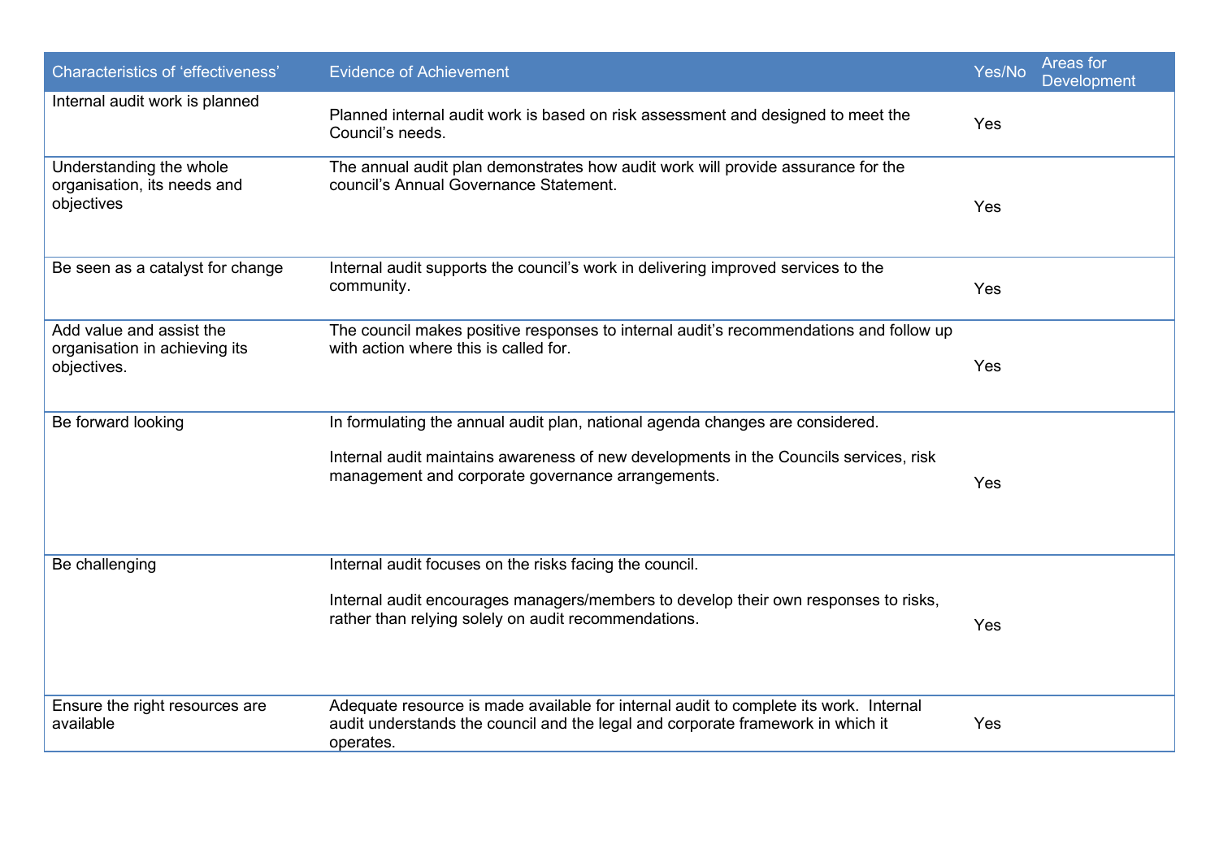| Characteristics of 'effectiveness' | Evidence of Achievement | Yes/No | Areas for Development |
|---|---|---|---|
| Internal audit work is planned | Planned internal audit work is based on risk assessment and designed to meet the Council's needs. | Yes | |
| Understanding the whole organisation, its needs and objectives | The annual audit plan demonstrates how audit work will provide assurance for the council's Annual Governance Statement. | Yes | |
| Be seen as a catalyst for change | Internal audit supports the council's work in delivering improved services to the community. | Yes | |
| Add value and assist the organisation in achieving its objectives. | The council makes positive responses to internal audit's recommendations and follow up with action where this is called for. | Yes | |
| Be forward looking | In formulating the annual audit plan, national agenda changes are considered.<br><br>Internal audit maintains awareness of new developments in the Councils services, risk management and corporate governance arrangements. | Yes | |
| Be challenging | Internal audit focuses on the risks facing the council.<br><br>Internal audit encourages managers/members to develop their own responses to risks, rather than relying solely on audit recommendations. | Yes | |
| Ensure the right resources are available | Adequate resource is made available for internal audit to complete its work. Internal audit understands the council and the legal and corporate framework in which it operates. | Yes | |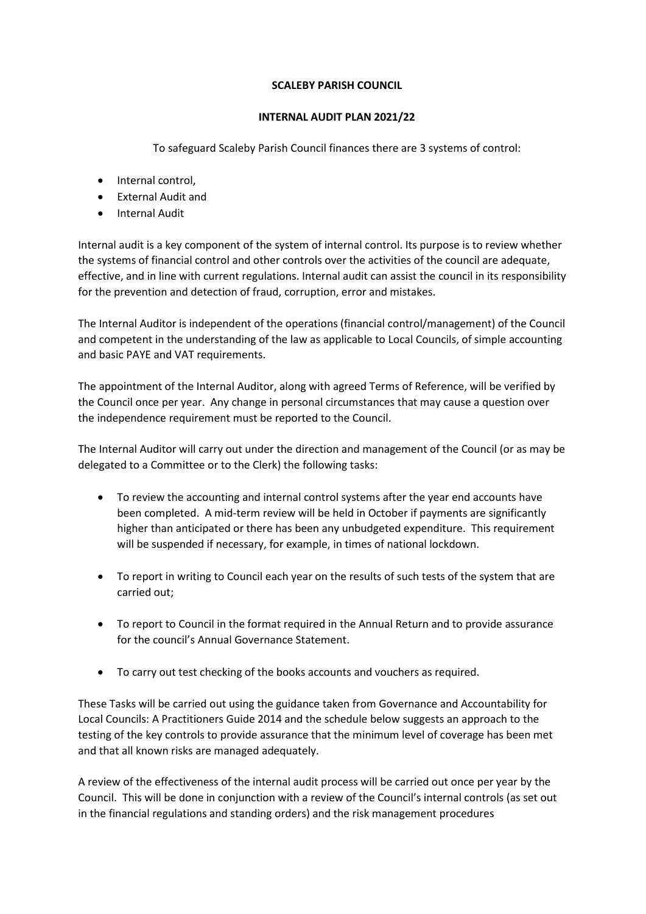**SCALEBY PARISH COUNCIL**

**INTERNAL AUDIT PLAN 2021/22**

To safeguard Scaleby Parish Council finances there are 3 systems of control:

- Internal control,
- External Audit and
- Internal Audit

Internal audit is a key component of the system of internal control. Its purpose is to review whether the systems of financial control and other controls over the activities of the council are adequate, effective, and in line with current regulations. Internal audit can assist the council in its responsibility for the prevention and detection of fraud, corruption, error and mistakes.

The Internal Auditor is independent of the operations (financial control/management) of the Council and competent in the understanding of the law as applicable to Local Councils, of simple accounting and basic PAYE and VAT requirements.

The appointment of the Internal Auditor, along with agreed Terms of Reference, will be verified by the Council once per year. Any change in personal circumstances that may cause a question over the independence requirement must be reported to the Council.

The Internal Auditor will carry out under the direction and management of the Council (or as may be delegated to a Committee or to the Clerk) the following tasks:

- To review the accounting and internal control systems after the year end accounts have been completed. A mid-term review will be held in October if payments are significantly higher than anticipated or there has been any unbudgeted expenditure. This requirement will be suspended if necessary, for example, in times of national lockdown.
- To report in writing to Council each year on the results of such tests of the system that are carried out;
- To report to Council in the format required in the Annual Return and to provide assurance for the council's Annual Governance Statement.
- To carry out test checking of the books accounts and vouchers as required.

These Tasks will be carried out using the guidance taken from Governance and Accountability for Local Councils: A Practitioners Guide 2014 and the schedule below suggests an approach to the testing of the key controls to provide assurance that the minimum level of coverage has been met and that all known risks are managed adequately.

A review of the effectiveness of the internal audit process will be carried out once per year by the Council. This will be done in conjunction with a review of the Council's internal controls (as set out in the financial regulations and standing orders) and the risk management procedures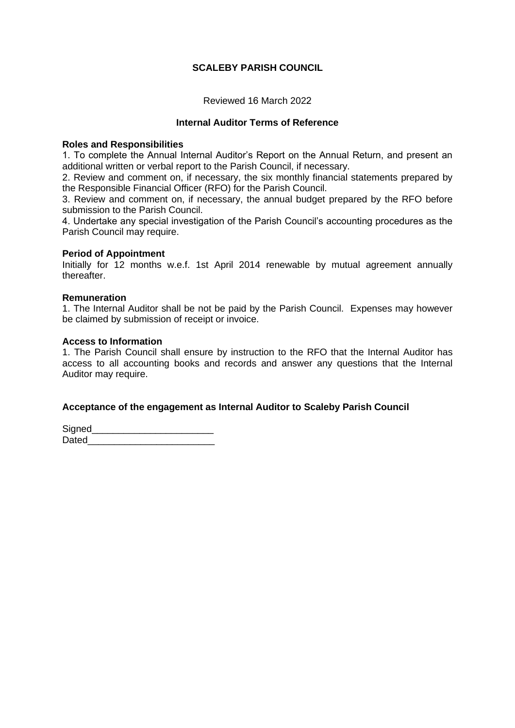# SCALEBY PARISH COUNCIL

Reviewed 16 March 2022

## Internal Auditor Terms of Reference

**Roles and Responsibilities**

1. To complete the Annual Internal Auditor's Report on the Annual Return, and present an additional written or verbal report to the Parish Council, if necessary.
2. Review and comment on, if necessary, the six monthly financial statements prepared by the Responsible Financial Officer (RFO) for the Parish Council.
3. Review and comment on, if necessary, the annual budget prepared by the RFO before submission to the Parish Council.
4. Undertake any special investigation of the Parish Council's accounting procedures as the Parish Council may require.

**Period of Appointment**

Initially for 12 months w.e.f. 1st April 2014 renewable by mutual agreement annually thereafter.

**Remuneration**

1. The Internal Auditor shall be not be paid by the Parish Council. Expenses may however be claimed by submission of receipt or invoice.

**Access to Information**

1. The Parish Council shall ensure by instruction to the RFO that the Internal Auditor has access to all accounting books and records and answer any questions that the Internal Auditor may require.

**Acceptance of the engagement as Internal Auditor to Scaleby Parish Council**

Signed_______________________

Dated________________________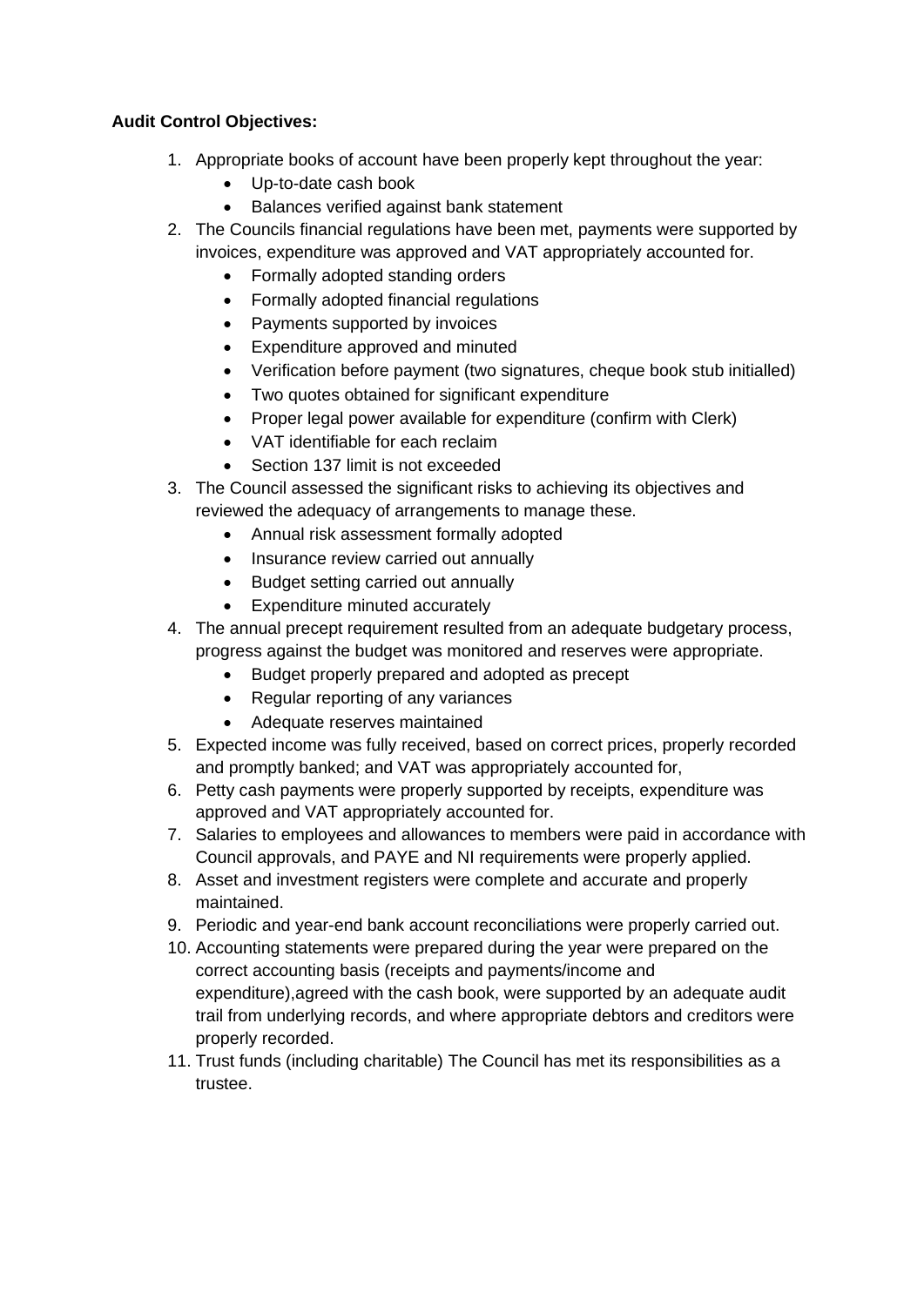**Audit Control Objectives:**

1. Appropriate books of account have been properly kept throughout the year:
    - Up-to-date cash book
    - Balances verified against bank statement
2. The Councils financial regulations have been met, payments were supported by invoices, expenditure was approved and VAT appropriately accounted for.
    - Formally adopted standing orders
    - Formally adopted financial regulations
    - Payments supported by invoices
    - Expenditure approved and minuted
    - Verification before payment (two signatures, cheque book stub initialled)
    - Two quotes obtained for significant expenditure
    - Proper legal power available for expenditure (confirm with Clerk)
    - VAT identifiable for each reclaim
    - Section 137 limit is not exceeded
3. The Council assessed the significant risks to achieving its objectives and reviewed the adequacy of arrangements to manage these.
    - Annual risk assessment formally adopted
    - Insurance review carried out annually
    - Budget setting carried out annually
    - Expenditure minuted accurately
4. The annual precept requirement resulted from an adequate budgetary process, progress against the budget was monitored and reserves were appropriate.
    - Budget properly prepared and adopted as precept
    - Regular reporting of any variances
    - Adequate reserves maintained
5. Expected income was fully received, based on correct prices, properly recorded and promptly banked; and VAT was appropriately accounted for,
6. Petty cash payments were properly supported by receipts, expenditure was approved and VAT appropriately accounted for.
7. Salaries to employees and allowances to members were paid in accordance with Council approvals, and PAYE and NI requirements were properly applied.
8. Asset and investment registers were complete and accurate and properly maintained.
9. Periodic and year-end bank account reconciliations were properly carried out.
10. Accounting statements were prepared during the year were prepared on the correct accounting basis (receipts and payments/income and expenditure),agreed with the cash book, were supported by an adequate audit trail from underlying records, and where appropriate debtors and creditors were properly recorded.
11. Trust funds (including charitable) The Council has met its responsibilities as a trustee.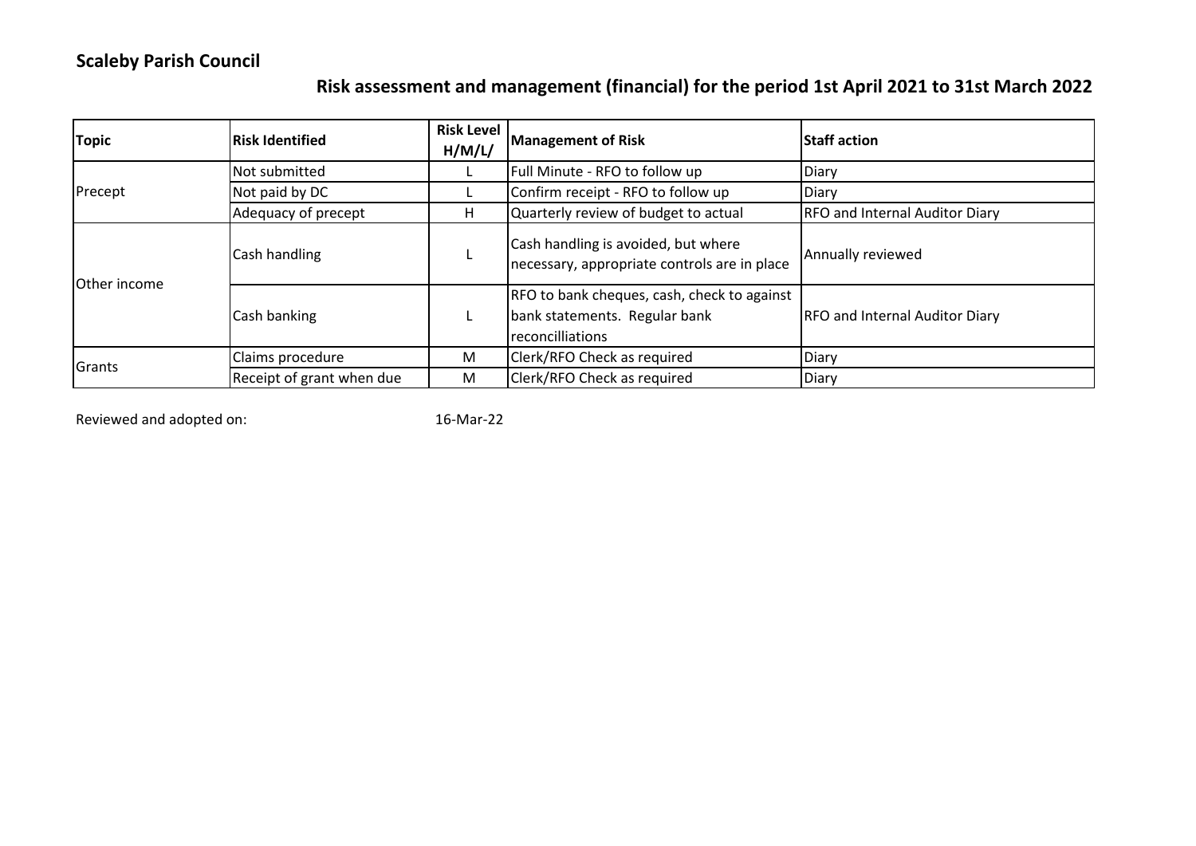**Scaleby Parish Council**

## Risk assessment and management (financial) for the period 1st April 2021 to 31st March 2022

| Topic | Risk Identified | Risk Level H/M/L/ | Management of Risk | Staff action |
|---|---|---|---|---|
| Precept | Not submitted | L | Full Minute - RFO to follow up | Diary |
| | Not paid by DC | L | Confirm receipt - RFO to follow up | Diary |
| | Adequacy of precept | H | Quarterly review of budget to actual | RFO and Internal Auditor Diary |
| Other income | Cash handling | L | Cash handling is avoided, but where necessary, appropriate controls are in place | Annually reviewed |
| | Cash banking | L | RFO to bank cheques, cash, check to against bank statements. Regular bank reconcilliations | RFO and Internal Auditor Diary |
| Grants | Claims procedure | M | Clerk/RFO Check as required | Diary |
| | Receipt of grant when due | M | Clerk/RFO Check as required | Diary |

Reviewed and adopted on: 16-Mar-22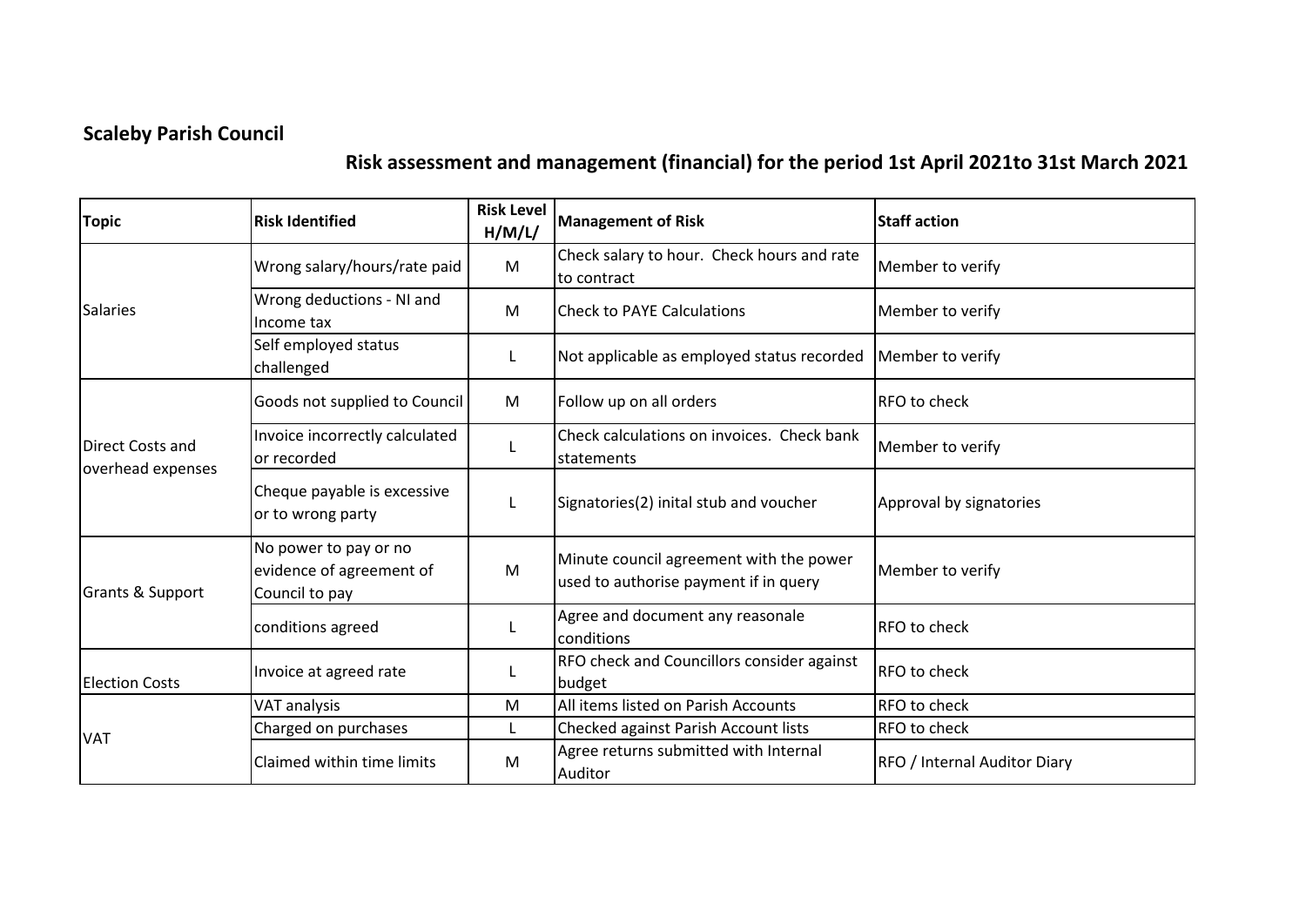**Scaleby Parish Council**

## Risk assessment and management (financial) for the period 1st April 2021to 31st March 2021

| Topic | Risk Identified | Risk Level H/M/L/ | Management of Risk | Staff action |
|---|---|---|---|---|
| Salaries | Wrong salary/hours/rate paid | M | Check salary to hour. Check hours and rate to contract | Member to verify |
| | Wrong deductions - NI and Income tax | M | Check to PAYE Calculations | Member to verify |
| | Self employed status challenged | L | Not applicable as employed status recorded | Member to verify |
| Direct Costs and overhead expenses | Goods not supplied to Council | M | Follow up on all orders | RFO to check |
| | Invoice incorrectly calculated or recorded | L | Check calculations on invoices. Check bank statements | Member to verify |
| | Cheque payable is excessive or to wrong party | L | Signatories(2) inital stub and voucher | Approval by signatories |
| Grants & Support | No power to pay or no evidence of agreement of Council to pay | M | Minute council agreement with the power used to authorise payment if in query | Member to verify |
| | conditions agreed | L | Agree and document any reasonale conditions | RFO to check |
| Election Costs | Invoice at agreed rate | L | RFO check and Councillors consider against budget | RFO to check |
| VAT | VAT analysis | M | All items listed on Parish Accounts | RFO to check |
| | Charged on purchases | L | Checked against Parish Account lists | RFO to check |
| | Claimed within time limits | M | Agree returns submitted with Internal Auditor | RFO / Internal Auditor Diary |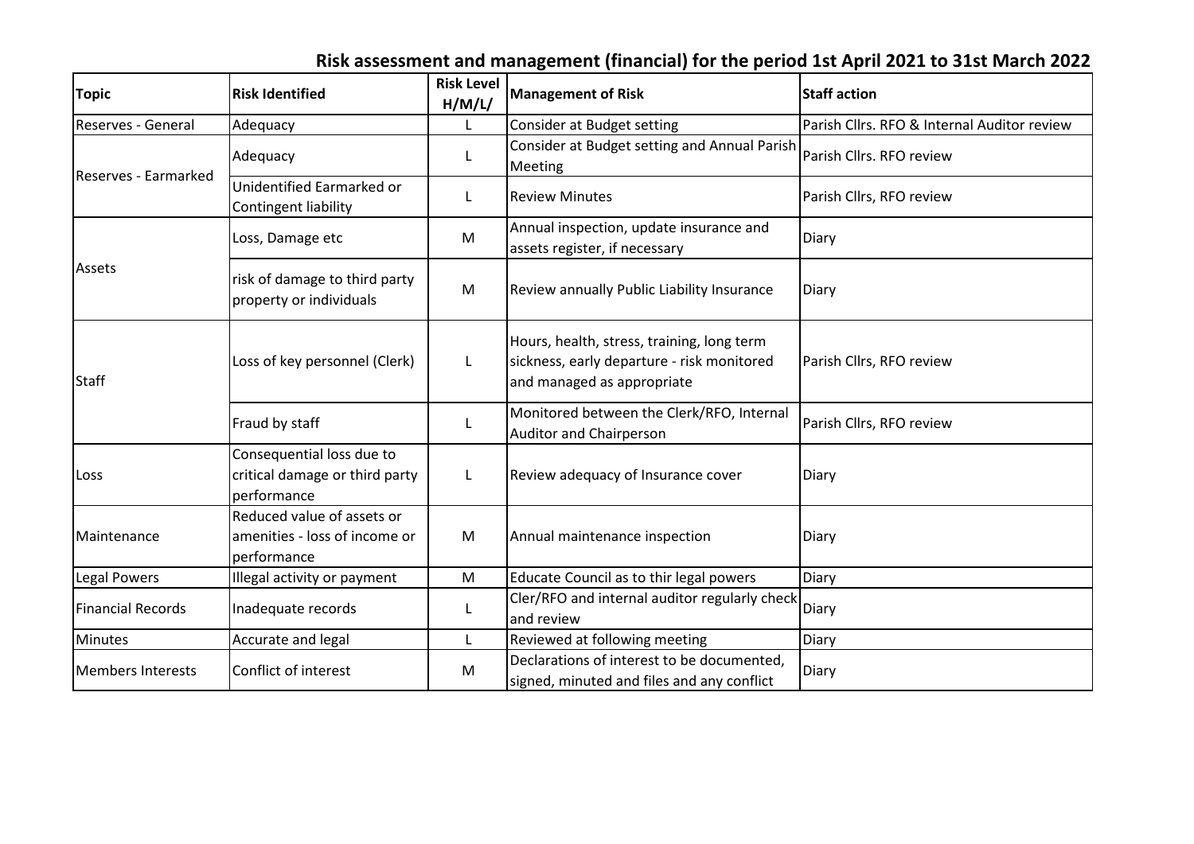## Risk assessment and management (financial) for the period 1st April 2021 to 31st March 2022

| Topic | Risk Identified | Risk Level H/M/L/ | Management of Risk | Staff action |
|---|---|---|---|---|
| Reserves - General | Adequacy | L | Consider at Budget setting | Parish Cllrs. RFO & Internal Auditor review |
| Reserves - Earmarked | Adequacy | L | Consider at Budget setting and Annual Parish Meeting | Parish Cllrs. RFO review |
| | Unidentified Earmarked or Contingent liability | L | Review Minutes | Parish Cllrs, RFO review |
| Assets | Loss, Damage etc | M | Annual inspection, update insurance and assets register, if necessary | Diary |
| | risk of damage to third party property or individuals | M | Review annually Public Liability Insurance | Diary |
| Staff | Loss of key personnel (Clerk) | L | Hours, health, stress, training, long term sickness, early departure - risk monitored and managed as appropriate | Parish Cllrs, RFO review |
| | Fraud by staff | L | Monitored between the Clerk/RFO, Internal Auditor and Chairperson | Parish Cllrs, RFO review |
| Loss | Consequential loss due to critical damage or third party performance | L | Review adequacy of Insurance cover | Diary |
| Maintenance | Reduced value of assets or amenities - loss of income or performance | M | Annual maintenance inspection | Diary |
| Legal Powers | Illegal activity or payment | M | Educate Council as to thir legal powers | Diary |
| Financial Records | Inadequate records | L | Cler/RFO and internal auditor regularly check and review | Diary |
| Minutes | Accurate and legal | L | Reviewed at following meeting | Diary |
| Members Interests | Conflict of interest | M | Declarations of interest to be documented, signed, minuted and files and any conflict | Diary |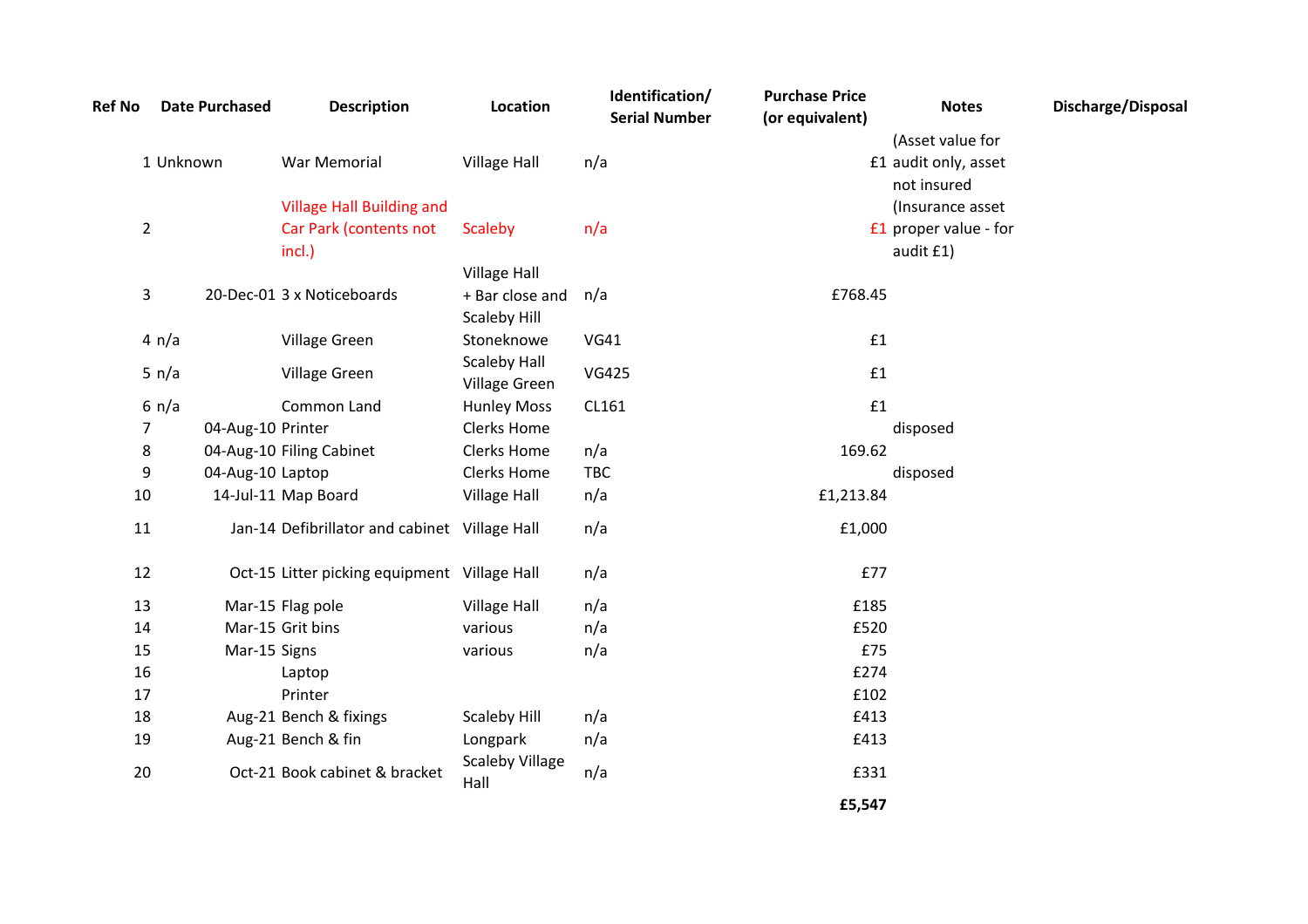| Ref No | Date Purchased | Description | Location | Identification/ Serial Number | Purchase Price (or equivalent) | Notes | Discharge/Disposal |
|---|---|---|---|---|---|---|---|
| 1 | Unknown | War Memorial | Village Hall | n/a | £1 | (Asset value for audit only, asset not insured | |
| 2 | | Village Hall Building and Car Park (contents not incl.) | Scaleby | n/a | £1 | (Insurance asset proper value - for audit £1) | |
| 3 | 20-Dec-01 | 3 x Noticeboards | Village Hall + Bar close and Scaleby Hill | n/a | £768.45 | | |
| 4 | n/a | Village Green | Stoneknowe | VG41 | £1 | | |
| 5 | n/a | Village Green | Scaleby Hall Village Green | VG425 | £1 | | |
| 6 | n/a | Common Land | Hunley Moss | CL161 | £1 | | |
| 7 | 04-Aug-10 | Printer | Clerks Home | | | disposed | |
| 8 | 04-Aug-10 | Filing Cabinet | Clerks Home | n/a | 169.62 | | |
| 9 | 04-Aug-10 | Laptop | Clerks Home | TBC | | disposed | |
| 10 | 14-Jul-11 | Map Board | Village Hall | n/a | £1,213.84 | | |
| 11 | Jan-14 | Defibrillator and cabinet | Village Hall | n/a | £1,000 | | |
| 12 | Oct-15 | Litter picking equipment | Village Hall | n/a | £77 | | |
| 13 | Mar-15 | Flag pole | Village Hall | n/a | £185 | | |
| 14 | Mar-15 | Grit bins | various | n/a | £520 | | |
| 15 | Mar-15 | Signs | various | n/a | £75 | | |
| 16 | | Laptop | | | £274 | | |
| 17 | | Printer | | | £102 | | |
| 18 | Aug-21 | Bench & fixings | Scaleby Hill | n/a | £413 | | |
| 19 | Aug-21 | Bench & fin | Longpark | n/a | £413 | | |
| 20 | Oct-21 | Book cabinet & bracket | Scaleby Village Hall | n/a | £331 | | |
| | | | | | **£5,547** | | |